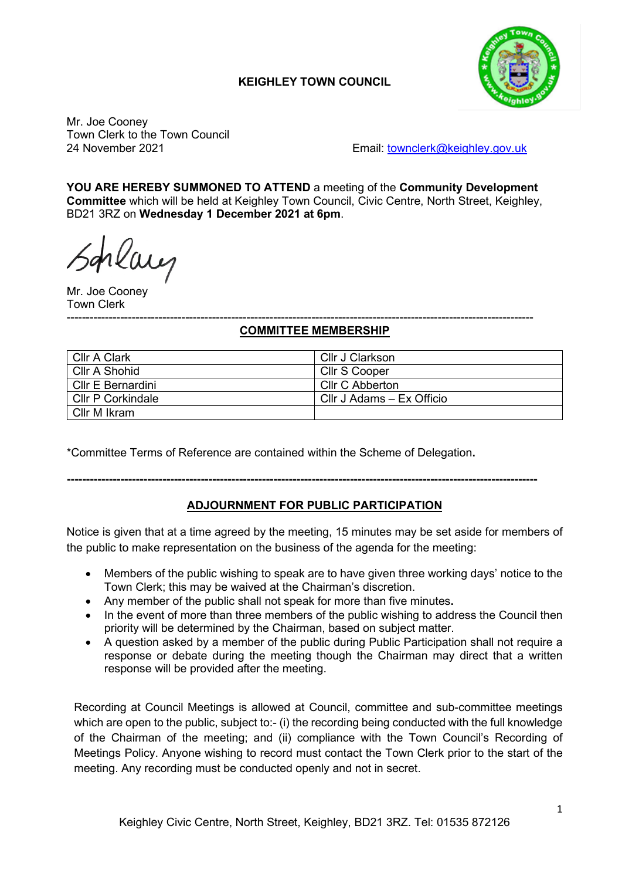**KEIGHLEY TOWN COUNCIL**

Mr. Joe Cooney
Town Clerk to the Town Council
24 November 2021

Email: townclerk@keighley.gov.uk

**YOU ARE HEREBY SUMMONED TO ATTEND** a meeting of the **Community Development Committee** which will be held at Keighley Town Council, Civic Centre, North Street, Keighley, BD21 3RZ on **Wednesday 1 December 2021 at 6pm**.

Mr. Joe Cooney
Town Clerk

---

## COMMITTEE MEMBERSHIP

| | |
|---|---|
| Cllr A Clark | Cllr J Clarkson |
| Cllr A Shohid | Cllr S Cooper |
| Cllr E Bernardini | Cllr C Abberton |
| Cllr P Corkindale | Cllr J Adams – Ex Officio |
| Cllr M Ikram | |

*Committee Terms of Reference are contained within the Scheme of Delegation**.**

---

## ADJOURNMENT FOR PUBLIC PARTICIPATION

Notice is given that at a time agreed by the meeting, 15 minutes may be set aside for members of the public to make representation on the business of the agenda for the meeting:

- Members of the public wishing to speak are to have given three working days' notice to the Town Clerk; this may be waived at the Chairman's discretion.
- Any member of the public shall not speak for more than five minutes**.**
- In the event of more than three members of the public wishing to address the Council then priority will be determined by the Chairman, based on subject matter.
- A question asked by a member of the public during Public Participation shall not require a response or debate during the meeting though the Chairman may direct that a written response will be provided after the meeting.

Recording at Council Meetings is allowed at Council, committee and sub-committee meetings which are open to the public, subject to:- (i) the recording being conducted with the full knowledge of the Chairman of the meeting; and (ii) compliance with the Town Council's Recording of Meetings Policy. Anyone wishing to record must contact the Town Clerk prior to the start of the meeting. Any recording must be conducted openly and not in secret.

Keighley Civic Centre, North Street, Keighley, BD21 3RZ. Tel: 01535 872126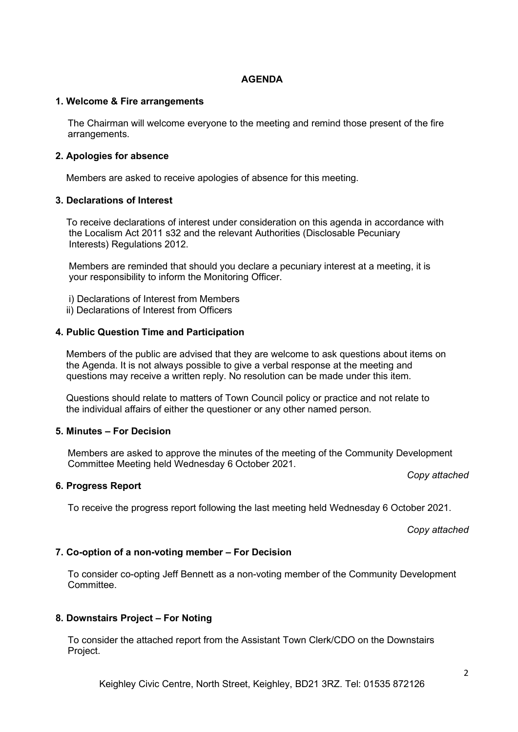# AGENDA

### 1. Welcome & Fire arrangements

The Chairman will welcome everyone to the meeting and remind those present of the fire arrangements.

### 2. Apologies for absence

Members are asked to receive apologies of absence for this meeting.

### 3. Declarations of Interest

To receive declarations of interest under consideration on this agenda in accordance with the Localism Act 2011 s32 and the relevant Authorities (Disclosable Pecuniary Interests) Regulations 2012.

Members are reminded that should you declare a pecuniary interest at a meeting, it is your responsibility to inform the Monitoring Officer.

i) Declarations of Interest from Members
ii) Declarations of Interest from Officers

### 4. Public Question Time and Participation

Members of the public are advised that they are welcome to ask questions about items on the Agenda. It is not always possible to give a verbal response at the meeting and questions may receive a written reply. No resolution can be made under this item.

Questions should relate to matters of Town Council policy or practice and not relate to the individual affairs of either the questioner or any other named person.

### 5. Minutes – For Decision

Members are asked to approve the minutes of the meeting of the Community Development Committee Meeting held Wednesday 6 October 2021.

*Copy attached*

### 6. Progress Report

To receive the progress report following the last meeting held Wednesday 6 October 2021.

*Copy attached*

### 7. Co-option of a non-voting member – For Decision

To consider co-opting Jeff Bennett as a non-voting member of the Community Development Committee.

### 8. Downstairs Project – For Noting

To consider the attached report from the Assistant Town Clerk/CDO on the Downstairs Project.

Keighley Civic Centre, North Street, Keighley, BD21 3RZ. Tel: 01535 872126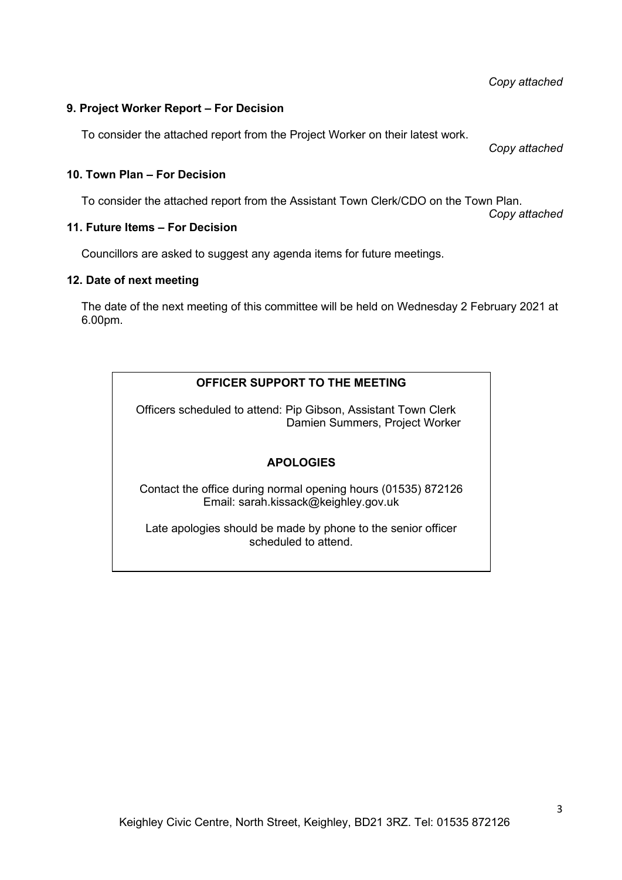*Copy attached*

**9. Project Worker Report – For Decision**

To consider the attached report from the Project Worker on their latest work.

*Copy attached*

**10. Town Plan – For Decision**

To consider the attached report from the Assistant Town Clerk/CDO on the Town Plan.

*Copy attached*

**11. Future Items – For Decision**

Councillors are asked to suggest any agenda items for future meetings.

**12. Date of next meeting**

The date of the next meeting of this committee will be held on Wednesday 2 February 2021 at 6.00pm.

**OFFICER SUPPORT TO THE MEETING**

Officers scheduled to attend: Pip Gibson, Assistant Town Clerk
Damien Summers, Project Worker

**APOLOGIES**

Contact the office during normal opening hours (01535) 872126
Email: sarah.kissack@keighley.gov.uk

Late apologies should be made by phone to the senior officer scheduled to attend.

Keighley Civic Centre, North Street, Keighley, BD21 3RZ. Tel: 01535 872126